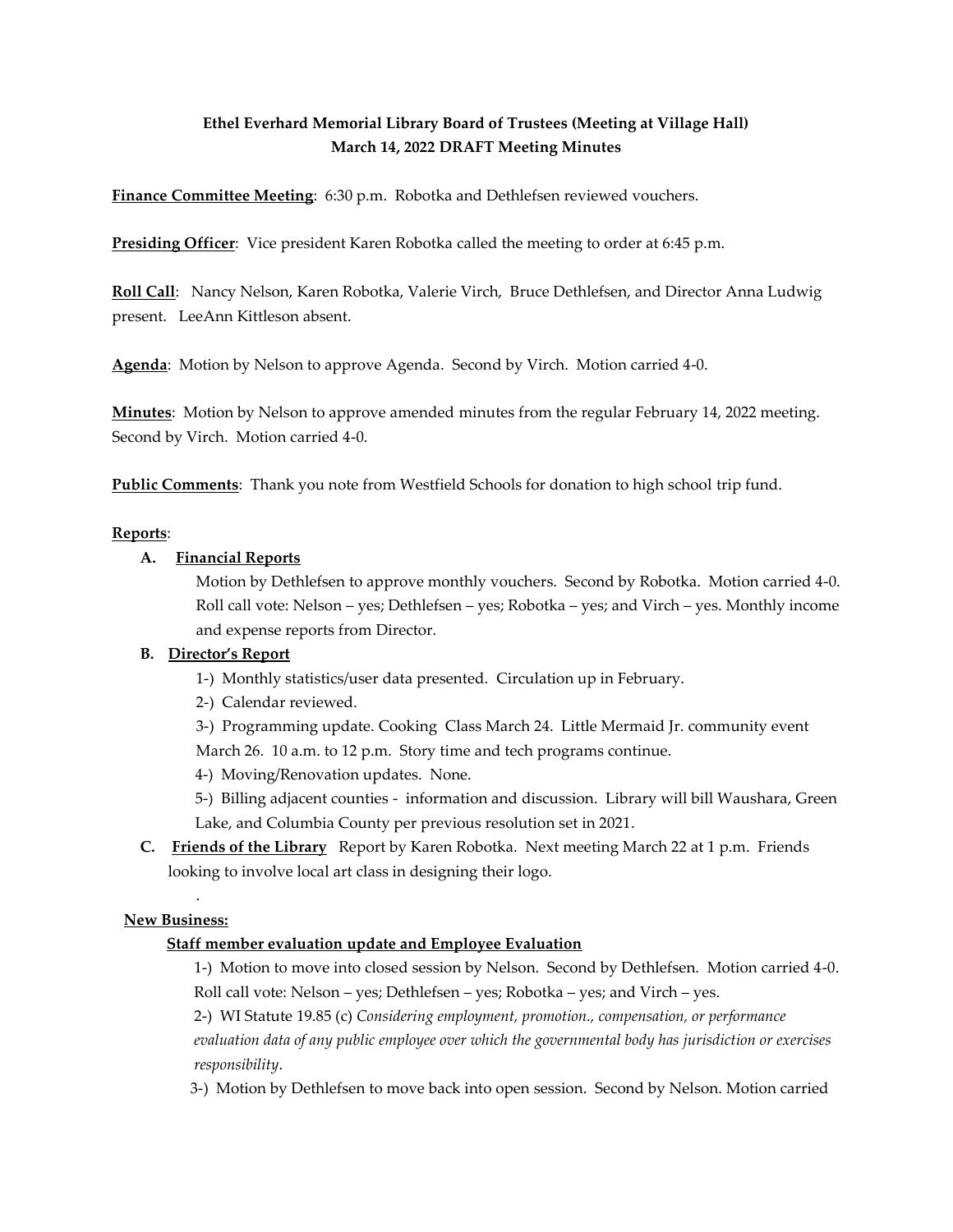**Ethel Everhard Memorial Library Board of Trustees (Meeting at Village Hall)**
**March 14, 2022 DRAFT Meeting Minutes**

**Finance Committee Meeting**: 6:30 p.m. Robotka and Dethlefsen reviewed vouchers.

**Presiding Officer**: Vice president Karen Robotka called the meeting to order at 6:45 p.m.

**Roll Call**: Nancy Nelson, Karen Robotka, Valerie Virch, Bruce Dethlefsen, and Director Anna Ludwig present. LeeAnn Kittleson absent.

**Agenda**: Motion by Nelson to approve Agenda. Second by Virch. Motion carried 4-0.

**Minutes**: Motion by Nelson to approve amended minutes from the regular February 14, 2022 meeting. Second by Virch. Motion carried 4-0.

**Public Comments**: Thank you note from Westfield Schools for donation to high school trip fund.

**Reports**:

**A. Financial Reports**

Motion by Dethlefsen to approve monthly vouchers. Second by Robotka. Motion carried 4-0. Roll call vote: Nelson – yes; Dethlefsen – yes; Robotka – yes; and Virch – yes. Monthly income and expense reports from Director.

**B. Director's Report**

1-) Monthly statistics/user data presented. Circulation up in February.

2-) Calendar reviewed.

3-) Programming update. Cooking Class March 24. Little Mermaid Jr. community event March 26. 10 a.m. to 12 p.m. Story time and tech programs continue.

4-) Moving/Renovation updates. None.

5-) Billing adjacent counties - information and discussion. Library will bill Waushara, Green Lake, and Columbia County per previous resolution set in 2021.

**C. Friends of the Library** Report by Karen Robotka. Next meeting March 22 at 1 p.m. Friends looking to involve local art class in designing their logo.

.

**New Business:**

**Staff member evaluation update and Employee Evaluation**

1-) Motion to move into closed session by Nelson. Second by Dethlefsen. Motion carried 4-0. Roll call vote: Nelson – yes; Dethlefsen – yes; Robotka – yes; and Virch – yes.

2-) WI Statute 19.85 (c) *Considering employment, promotion., compensation, or performance evaluation data of any public employee over which the governmental body has jurisdiction or exercises responsibility*.

3-) Motion by Dethlefsen to move back into open session. Second by Nelson. Motion carried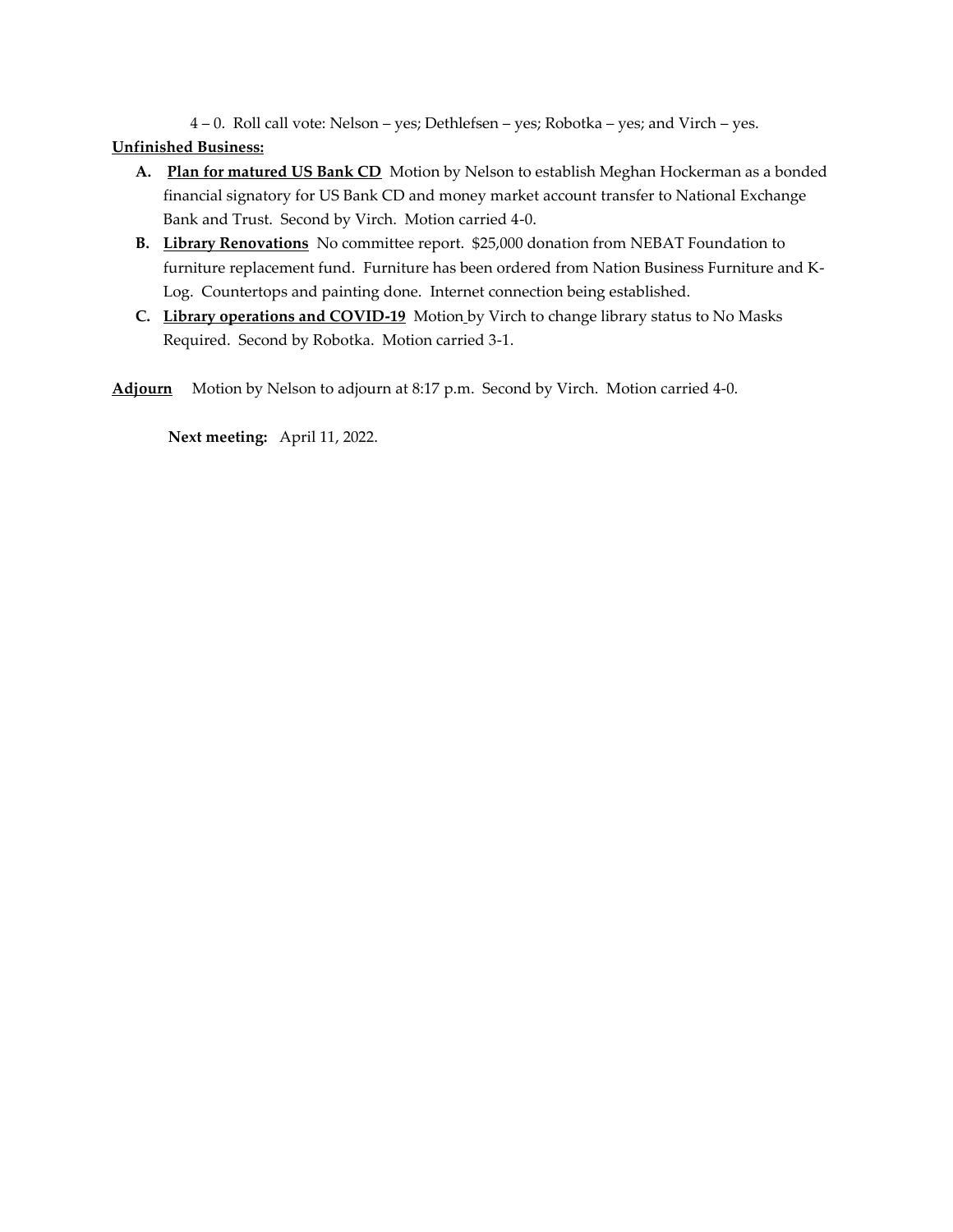4 – 0. Roll call vote: Nelson – yes; Dethlefsen – yes; Robotka – yes; and Virch – yes.

**Unfinished Business:**

A. **Plan for matured US Bank CD** Motion by Nelson to establish Meghan Hockerman as a bonded financial signatory for US Bank CD and money market account transfer to National Exchange Bank and Trust. Second by Virch. Motion carried 4-0.

B. **Library Renovations** No committee report. $25,000 donation from NEBAT Foundation to furniture replacement fund. Furniture has been ordered from Nation Business Furniture and K-Log. Countertops and painting done. Internet connection being established.

C. **Library operations and COVID-19** Motion by Virch to change library status to No Masks Required. Second by Robotka. Motion carried 3-1.

**Adjourn** Motion by Nelson to adjourn at 8:17 p.m. Second by Virch. Motion carried 4-0.

**Next meeting:** April 11, 2022.